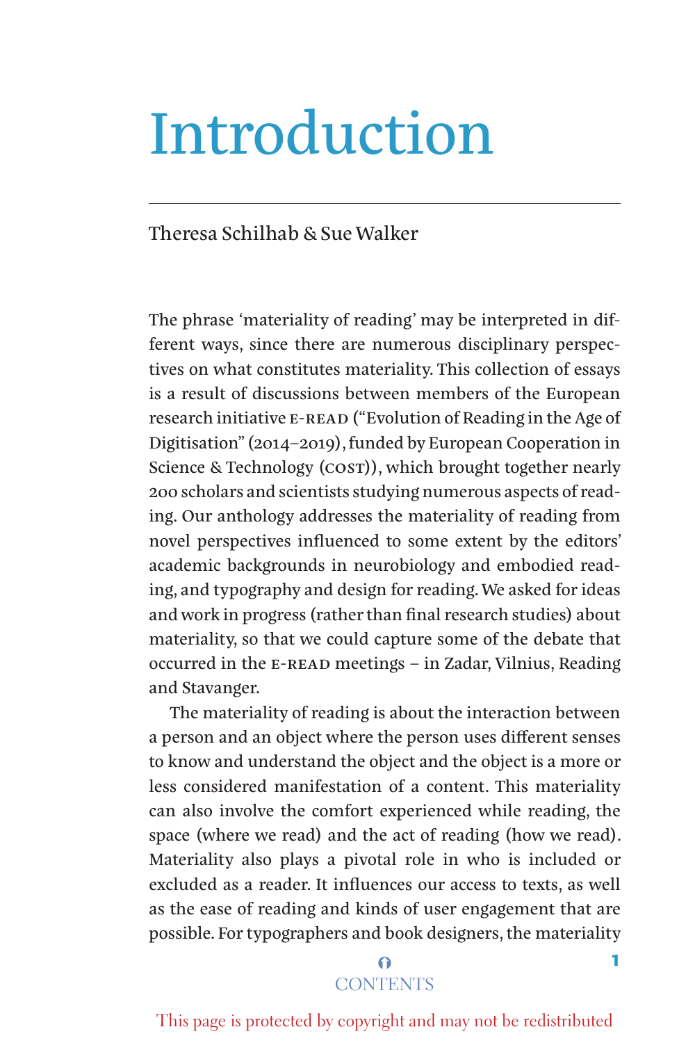# Introduction

Theresa Schilhab & Sue Walker

The phrase 'materiality of reading' may be interpreted in different ways, since there are numerous disciplinary perspectives on what constitutes materiality. This collection of essays is a result of discussions between members of the European research initiative E-READ ("Evolution of Reading in the Age of Digitisation" (2014–2019), funded by European Cooperation in Science & Technology (COST)), which brought together nearly 200 scholars and scientists studying numerous aspects of reading. Our anthology addresses the materiality of reading from novel perspectives influenced to some extent by the editors' academic backgrounds in neurobiology and embodied reading, and typography and design for reading. We asked for ideas and work in progress (rather than final research studies) about materiality, so that we could capture some of the debate that occurred in the E-READ meetings – in Zadar, Vilnius, Reading and Stavanger.

The materiality of reading is about the interaction between a person and an object where the person uses different senses to know and understand the object and the object is a more or less considered manifestation of a content. This materiality can also involve the comfort experienced while reading, the space (where we read) and the act of reading (how we read). Materiality also plays a pivotal role in who is included or excluded as a reader. It influences our access to texts, as well as the ease of reading and kinds of user engagement that are possible. For typographers and book designers, the materiality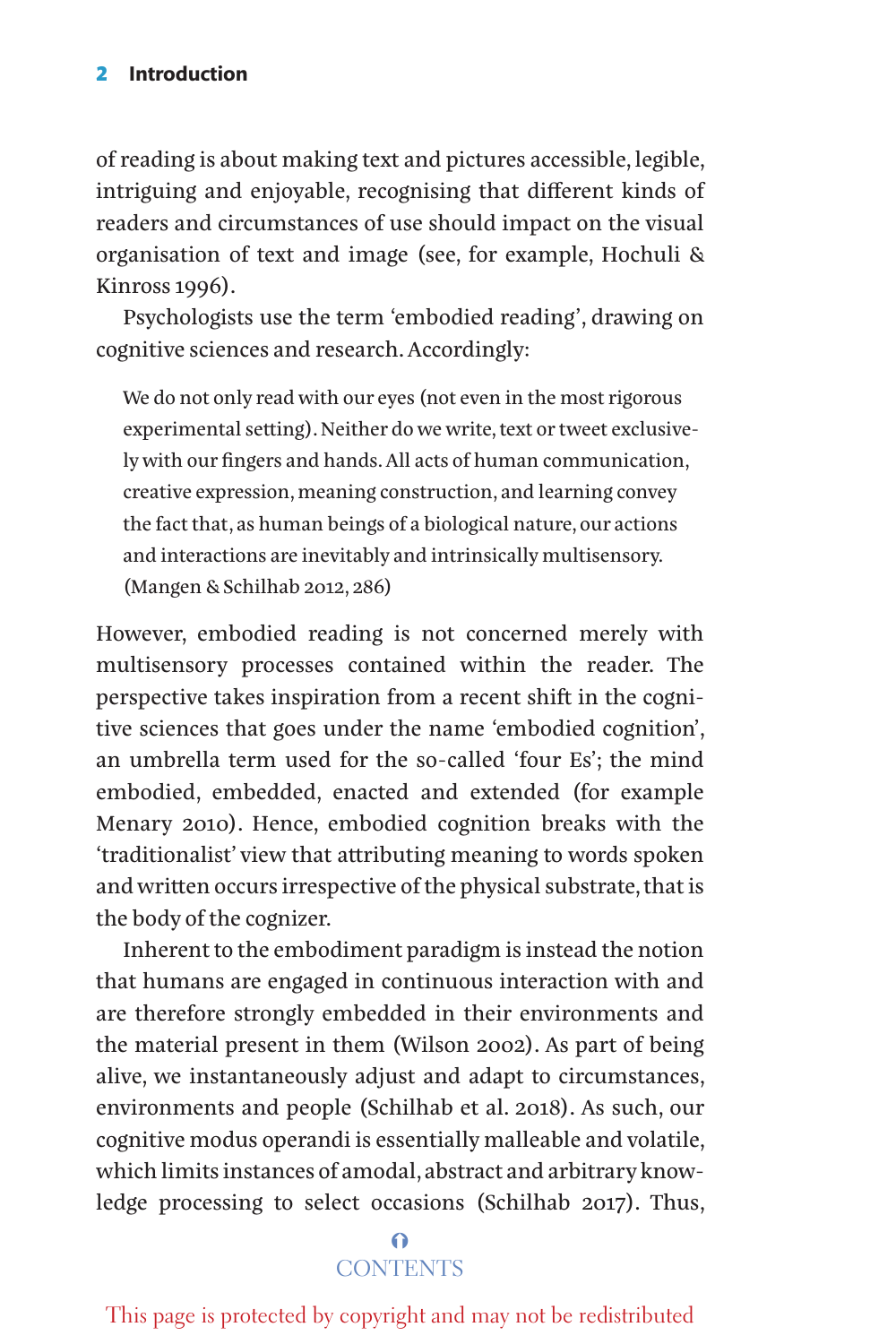of reading is about making text and pictures accessible, legible, intriguing and enjoyable, recognising that different kinds of readers and circumstances of use should impact on the visual organisation of text and image (see, for example, Hochuli & Kinross 1996).

Psychologists use the term 'embodied reading', drawing on cognitive sciences and research. Accordingly:

> We do not only read with our eyes (not even in the most rigorous experimental setting). Neither do we write, text or tweet exclusively with our fingers and hands. All acts of human communication, creative expression, meaning construction, and learning convey the fact that, as human beings of a biological nature, our actions and interactions are inevitably and intrinsically multisensory. (Mangen & Schilhab 2012, 286)

However, embodied reading is not concerned merely with multisensory processes contained within the reader. The perspective takes inspiration from a recent shift in the cognitive sciences that goes under the name 'embodied cognition', an umbrella term used for the so-called 'four Es'; the mind embodied, embedded, enacted and extended (for example Menary 2010). Hence, embodied cognition breaks with the 'traditionalist' view that attributing meaning to words spoken and written occurs irrespective of the physical substrate, that is the body of the cognizer.

Inherent to the embodiment paradigm is instead the notion that humans are engaged in continuous interaction with and are therefore strongly embedded in their environments and the material present in them (Wilson 2002). As part of being alive, we instantaneously adjust and adapt to circumstances, environments and people (Schilhab et al. 2018). As such, our cognitive modus operandi is essentially malleable and volatile, which limits instances of amodal, abstract and arbitrary knowledge processing to select occasions (Schilhab 2017). Thus,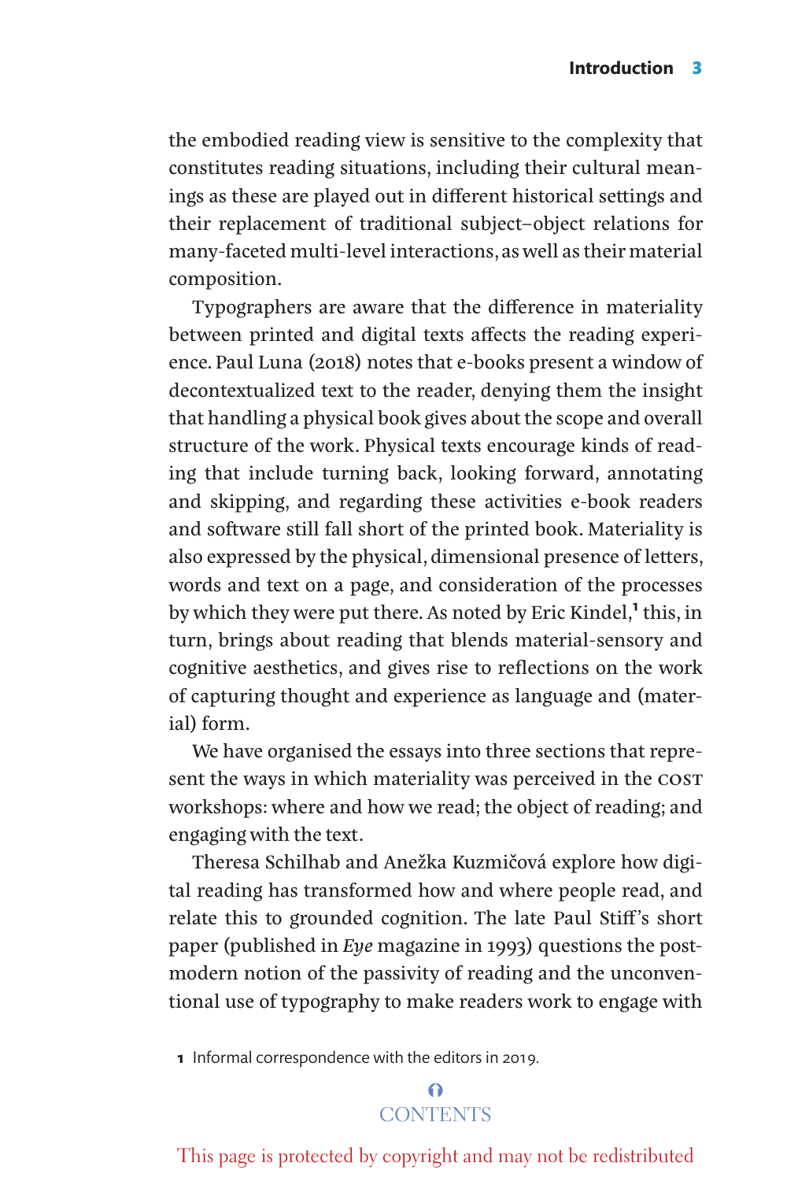the embodied reading view is sensitive to the complexity that constitutes reading situations, including their cultural meanings as these are played out in different historical settings and their replacement of traditional subject–object relations for many-faceted multi-level interactions, as well as their material composition.

Typographers are aware that the difference in materiality between printed and digital texts affects the reading experience. Paul Luna (2018) notes that e-books present a window of decontextualized text to the reader, denying them the insight that handling a physical book gives about the scope and overall structure of the work. Physical texts encourage kinds of reading that include turning back, looking forward, annotating and skipping, and regarding these activities e-book readers and software still fall short of the printed book. Materiality is also expressed by the physical, dimensional presence of letters, words and text on a page, and consideration of the processes by which they were put there. As noted by Eric Kindel,[1] this, in turn, brings about reading that blends material-sensory and cognitive aesthetics, and gives rise to reflections on the work of capturing thought and experience as language and (material) form.

We have organised the essays into three sections that represent the ways in which materiality was perceived in the COST workshops: where and how we read; the object of reading; and engaging with the text.

Theresa Schilhab and Anežka Kuzmičová explore how digital reading has transformed how and where people read, and relate this to grounded cognition. The late Paul Stiff's short paper (published in *Eye* magazine in 1993) questions the post-modern notion of the passivity of reading and the unconventional use of typography to make readers work to engage with

1 Informal correspondence with the editors in 2019.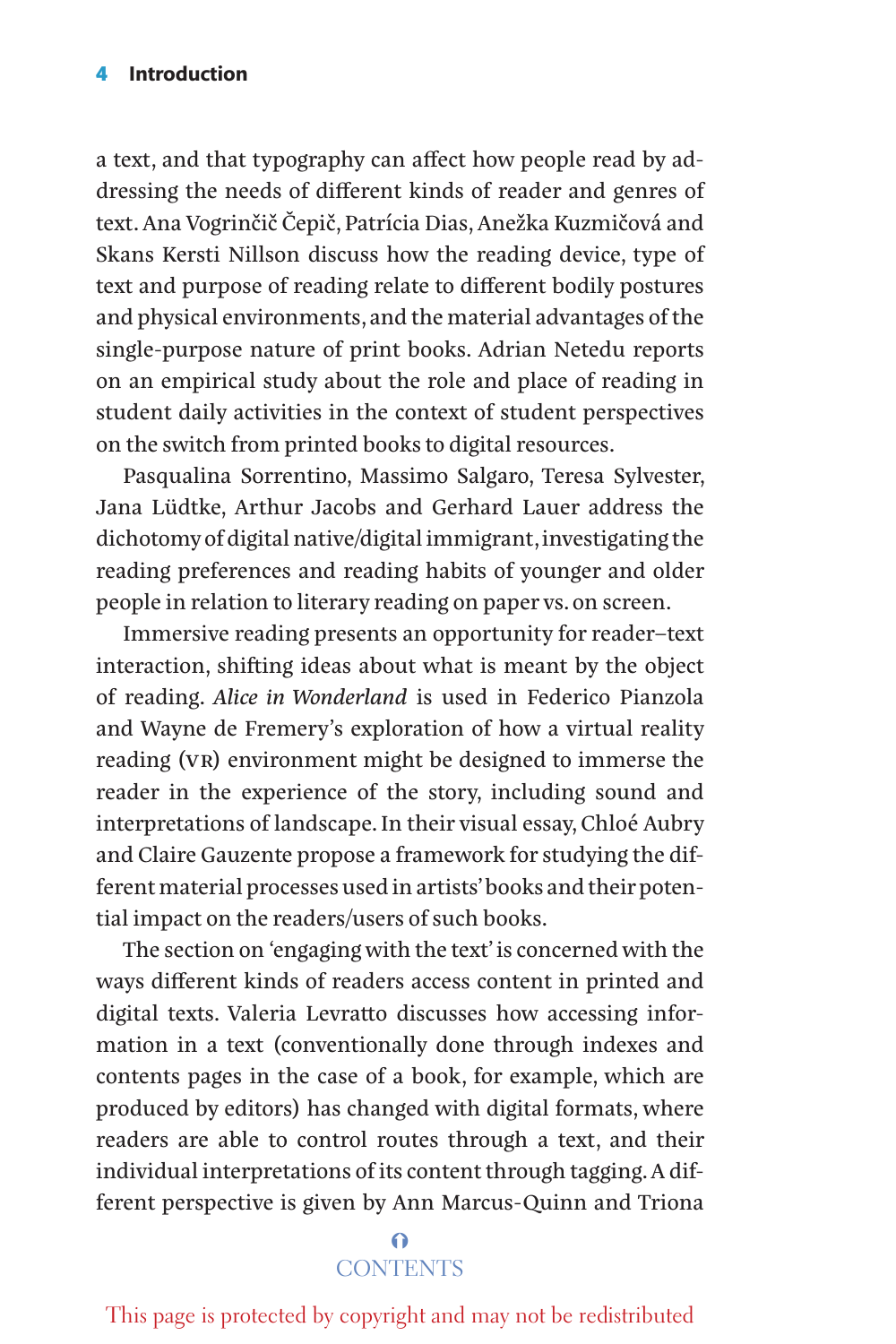a text, and that typography can affect how people read by addressing the needs of different kinds of reader and genres of text. Ana Vogrinčič Čepič, Patrícia Dias, Anežka Kuzmičová and Skans Kersti Nillson discuss how the reading device, type of text and purpose of reading relate to different bodily postures and physical environments, and the material advantages of the single-purpose nature of print books. Adrian Netedu reports on an empirical study about the role and place of reading in student daily activities in the context of student perspectives on the switch from printed books to digital resources.

Pasqualina Sorrentino, Massimo Salgaro, Teresa Sylvester, Jana Lüdtke, Arthur Jacobs and Gerhard Lauer address the dichotomy of digital native/digital immigrant, investigating the reading preferences and reading habits of younger and older people in relation to literary reading on paper vs. on screen.

Immersive reading presents an opportunity for reader–text interaction, shifting ideas about what is meant by the object of reading. *Alice in Wonderland* is used in Federico Pianzola and Wayne de Fremery's exploration of how a virtual reality reading (VR) environment might be designed to immerse the reader in the experience of the story, including sound and interpretations of landscape. In their visual essay, Chloé Aubry and Claire Gauzente propose a framework for studying the different material processes used in artists' books and their potential impact on the readers/users of such books.

The section on 'engaging with the text' is concerned with the ways different kinds of readers access content in printed and digital texts. Valeria Levratto discusses how accessing information in a text (conventionally done through indexes and contents pages in the case of a book, for example, which are produced by editors) has changed with digital formats, where readers are able to control routes through a text, and their individual interpretations of its content through tagging. A different perspective is given by Ann Marcus-Quinn and Triona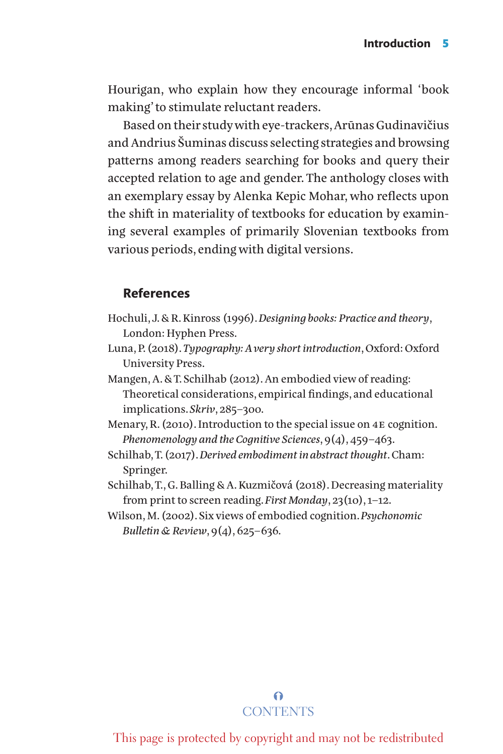Hourigan, who explain how they encourage informal 'book making' to stimulate reluctant readers.

Based on their study with eye-trackers, Arūnas Gudinavičius and Andrius Šuminas discuss selecting strategies and browsing patterns among readers searching for books and query their accepted relation to age and gender. The anthology closes with an exemplary essay by Alenka Kepic Mohar, who reflects upon the shift in materiality of textbooks for education by examining several examples of primarily Slovenian textbooks from various periods, ending with digital versions.

## References

Hochuli, J. & R. Kinross (1996). *Designing books: Practice and theory*, London: Hyphen Press.

Luna, P. (2018). *Typography: A very short introduction*, Oxford: Oxford University Press.

Mangen, A. & T. Schilhab (2012). An embodied view of reading: Theoretical considerations, empirical findings, and educational implications. *Skriv*, 285–300.

Menary, R. (2010). Introduction to the special issue on 4E cognition. *Phenomenology and the Cognitive Sciences*, 9(4), 459–463.

Schilhab, T. (2017). *Derived embodiment in abstract thought*. Cham: Springer.

Schilhab, T., G. Balling & A. Kuzmičová (2018). Decreasing materiality from print to screen reading. *First Monday*, 23(10), 1–12.

Wilson, M. (2002). Six views of embodied cognition. *Psychonomic Bulletin & Review*, 9(4), 625–636.